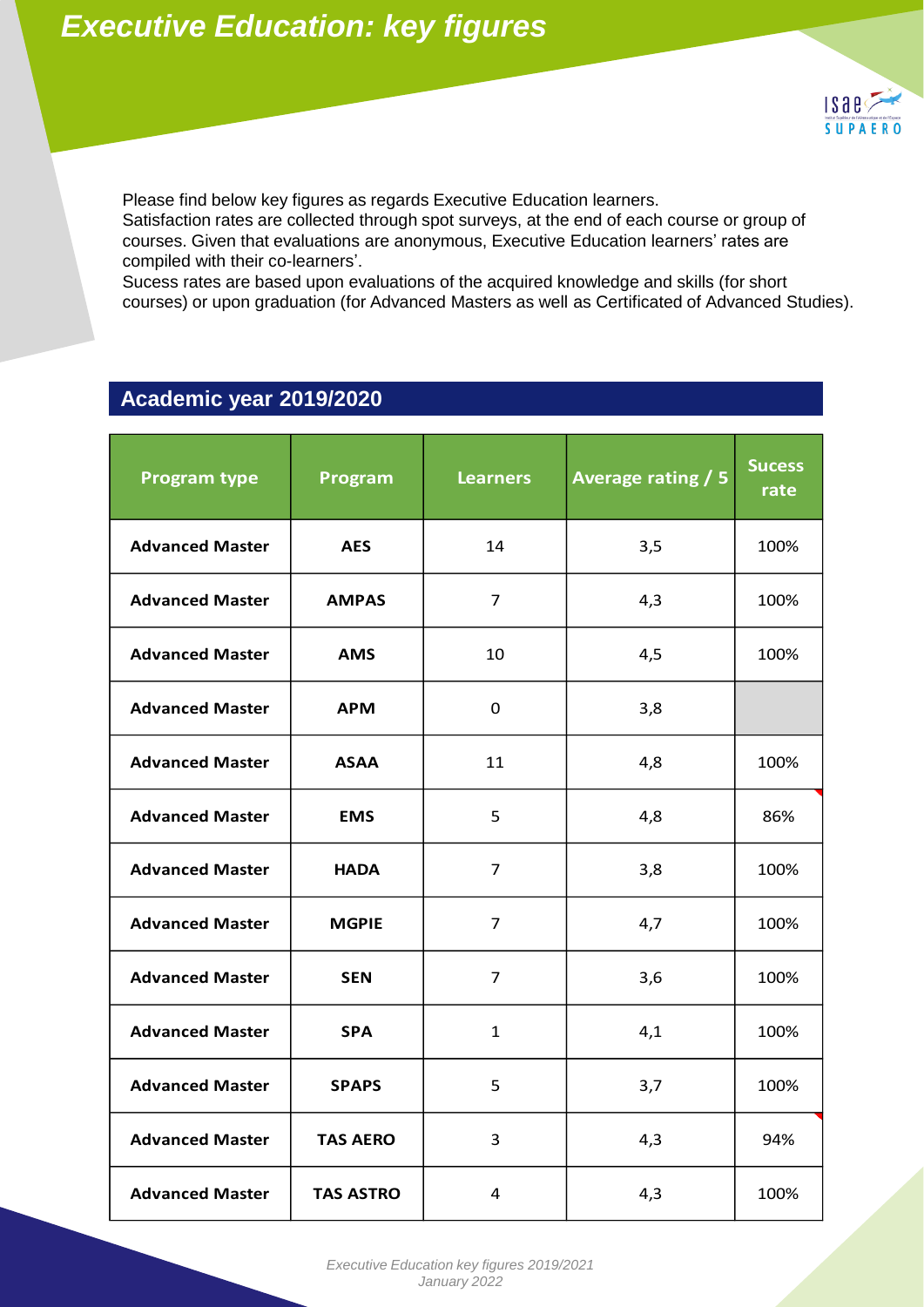# *Executive Education: key figures*

Please find below key figures as regards Executive Education learners.
Satisfaction rates are collected through spot surveys, at the end of each course or group of courses. Given that evaluations are anonymous, Executive Education learners' rates are compiled with their co-learners'.
Sucess rates are based upon evaluations of the acquired knowledge and skills (for short courses) or upon graduation (for Advanced Masters as well as Certificated of Advanced Studies).

## Academic year 2019/2020

| Program type | Program | Learners | Average rating / 5 | Sucess rate |
|---|---|---|---|---|
| **Advanced Master** | **AES** | 14 | 3,5 | 100% |
| **Advanced Master** | **AMPAS** | 7 | 4,3 | 100% |
| **Advanced Master** | **AMS** | 10 | 4,5 | 100% |
| **Advanced Master** | **APM** | 0 | 3,8 | |
| **Advanced Master** | **ASAA** | 11 | 4,8 | 100% |
| **Advanced Master** | **EMS** | 5 | 4,8 | 86% |
| **Advanced Master** | **HADA** | 7 | 3,8 | 100% |
| **Advanced Master** | **MGPIE** | 7 | 4,7 | 100% |
| **Advanced Master** | **SEN** | 7 | 3,6 | 100% |
| **Advanced Master** | **SPA** | 1 | 4,1 | 100% |
| **Advanced Master** | **SPAPS** | 5 | 3,7 | 100% |
| **Advanced Master** | **TAS AERO** | 3 | 4,3 | 94% |
| **Advanced Master** | **TAS ASTRO** | 4 | 4,3 | 100% |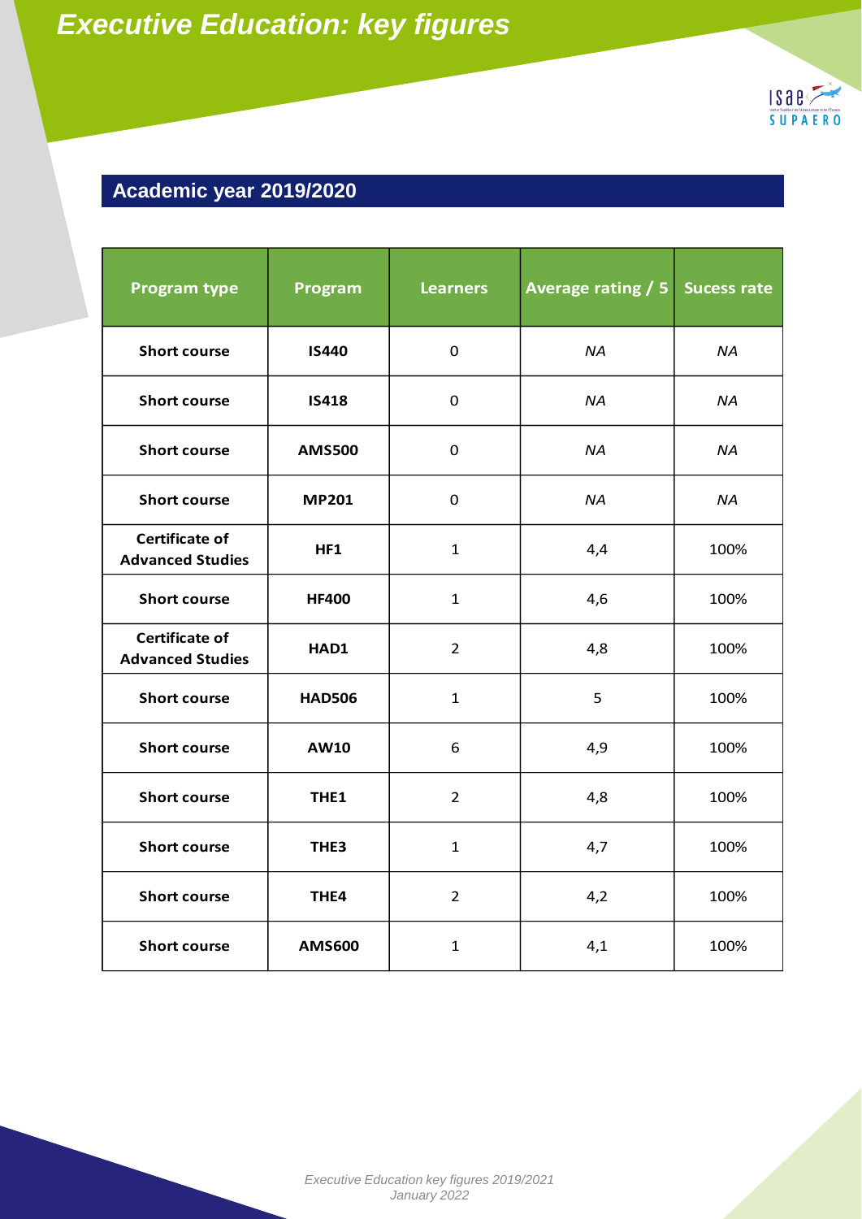# Executive Education: key figures

## Academic year 2019/2020

| Program type | Program | Learners | Average rating / 5 | Sucess rate |
|---|---|---|---|---|
| **Short course** | **IS440** | 0 | *NA* | *NA* |
| **Short course** | **IS418** | 0 | *NA* | *NA* |
| **Short course** | **AMS500** | 0 | *NA* | *NA* |
| **Short course** | **MP201** | 0 | *NA* | *NA* |
| **Certificate of Advanced Studies** | **HF1** | 1 | 4,4 | 100% |
| **Short course** | **HF400** | 1 | 4,6 | 100% |
| **Certificate of Advanced Studies** | **HAD1** | 2 | 4,8 | 100% |
| **Short course** | **HAD506** | 1 | 5 | 100% |
| **Short course** | **AW10** | 6 | 4,9 | 100% |
| **Short course** | **THE1** | 2 | 4,8 | 100% |
| **Short course** | **THE3** | 1 | 4,7 | 100% |
| **Short course** | **THE4** | 2 | 4,2 | 100% |
| **Short course** | **AMS600** | 1 | 4,1 | 100% |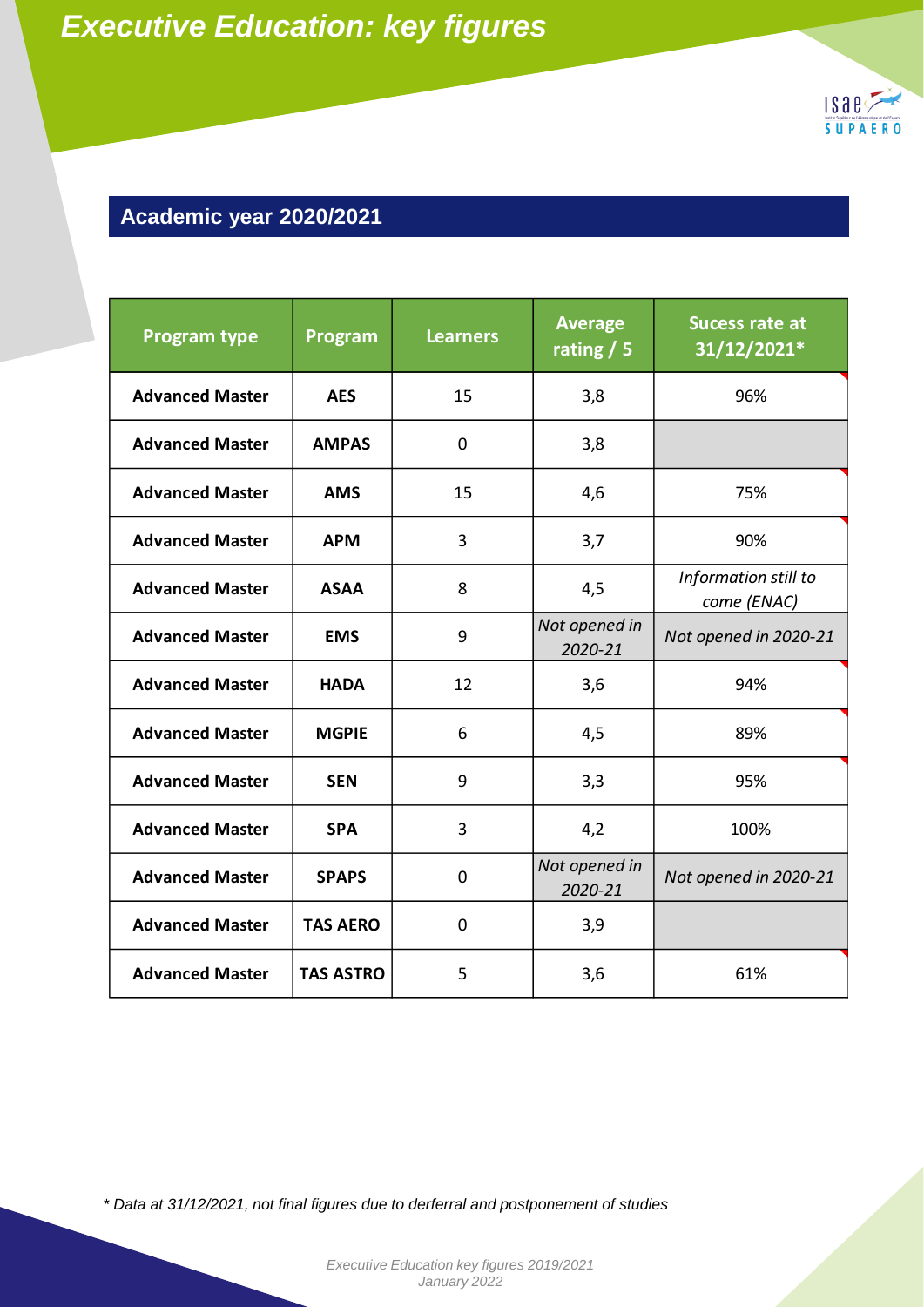# Executive Education: key figures

## Academic year 2020/2021

| Program type | Program | Learners | Average rating / 5 | Sucess rate at 31/12/2021* |
|---|---|---|---|---|
| **Advanced Master** | **AES** | 15 | 3,8 | 96% |
| **Advanced Master** | **AMPAS** | 0 | 3,8 | |
| **Advanced Master** | **AMS** | 15 | 4,6 | 75% |
| **Advanced Master** | **APM** | 3 | 3,7 | 90% |
| **Advanced Master** | **ASAA** | 8 | 4,5 | *Information still to come (ENAC)* |
| **Advanced Master** | **EMS** | 9 | *Not opened in 2020-21* | *Not opened in 2020-21* |
| **Advanced Master** | **HADA** | 12 | 3,6 | 94% |
| **Advanced Master** | **MGPIE** | 6 | 4,5 | 89% |
| **Advanced Master** | **SEN** | 9 | 3,3 | 95% |
| **Advanced Master** | **SPA** | 3 | 4,2 | 100% |
| **Advanced Master** | **SPAPS** | 0 | *Not opened in 2020-21* | *Not opened in 2020-21* |
| **Advanced Master** | **TAS AERO** | 0 | 3,9 | |
| **Advanced Master** | **TAS ASTRO** | 5 | 3,6 | 61% |

*\* Data at 31/12/2021, not final figures due to derferral and postponement of studies*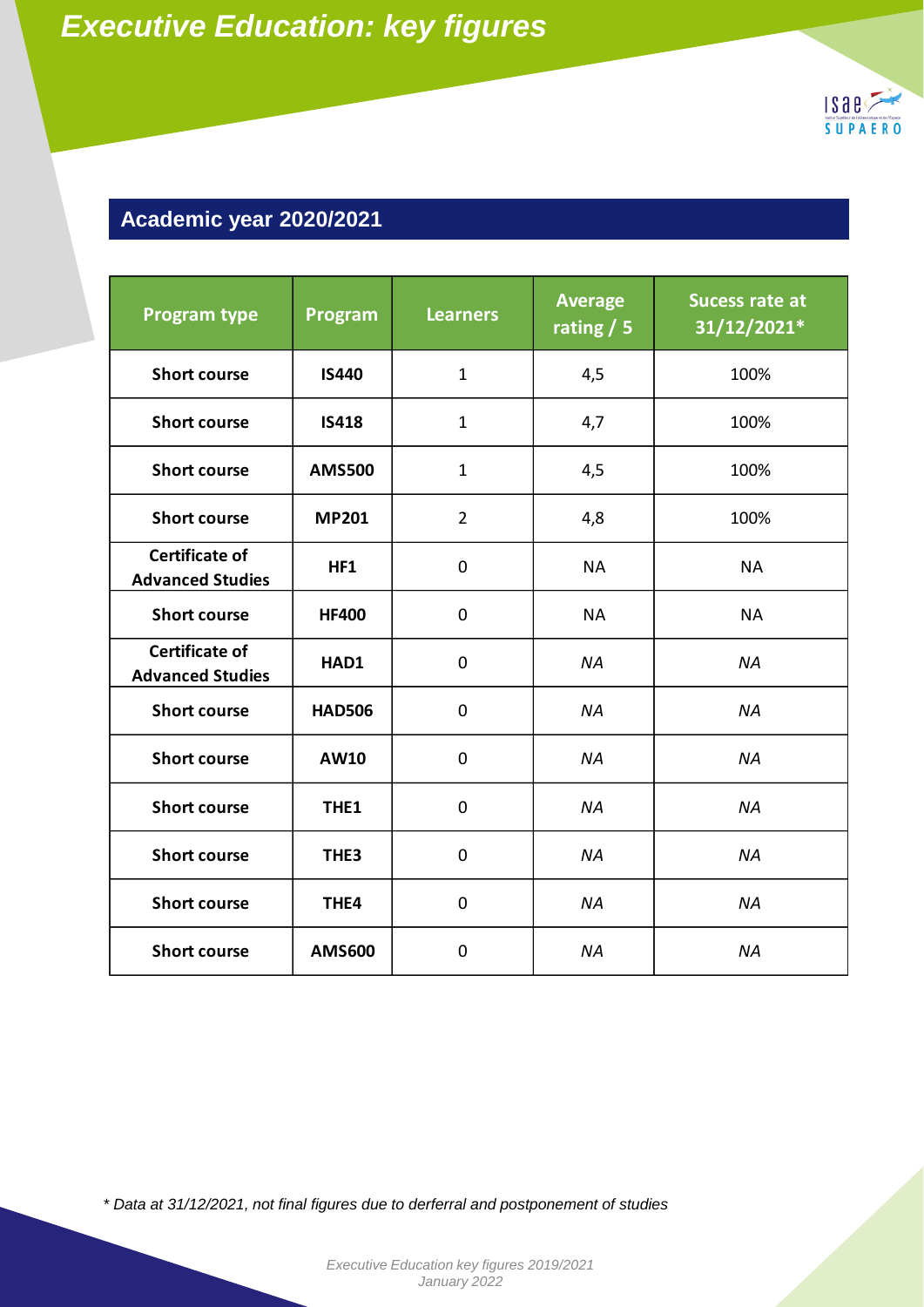# *Executive Education: key figures*

## Academic year 2020/2021

| Program type | Program | Learners | Average rating / 5 | Sucess rate at 31/12/2021* |
|---|---|---|---|---|
| **Short course** | **IS440** | 1 | 4,5 | 100% |
| **Short course** | **IS418** | 1 | 4,7 | 100% |
| **Short course** | **AMS500** | 1 | 4,5 | 100% |
| **Short course** | **MP201** | 2 | 4,8 | 100% |
| **Certificate of Advanced Studies** | **HF1** | 0 | NA | NA |
| **Short course** | **HF400** | 0 | NA | NA |
| **Certificate of Advanced Studies** | **HAD1** | 0 | *NA* | *NA* |
| **Short course** | **HAD506** | 0 | *NA* | *NA* |
| **Short course** | **AW10** | 0 | *NA* | *NA* |
| **Short course** | **THE1** | 0 | *NA* | *NA* |
| **Short course** | **THE3** | 0 | *NA* | *NA* |
| **Short course** | **THE4** | 0 | *NA* | *NA* |
| **Short course** | **AMS600** | 0 | *NA* | *NA* |

*\* Data at 31/12/2021, not final figures due to derferral and postponement of studies*